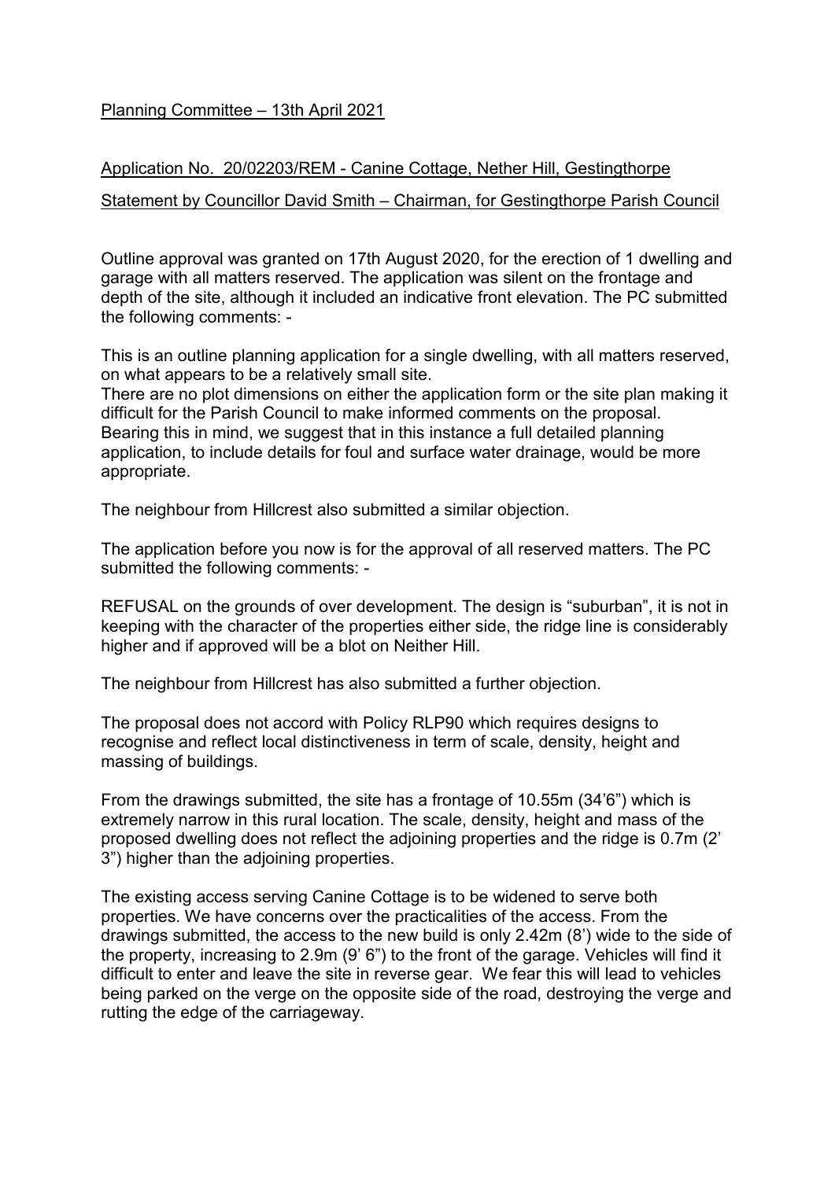Planning Committee – 13th April 2021

Application No. 20/02203/REM - Canine Cottage, Nether Hill, Gestingthorpe

Statement by Councillor David Smith – Chairman, for Gestingthorpe Parish Council

Outline approval was granted on 17th August 2020, for the erection of 1 dwelling and garage with all matters reserved. The application was silent on the frontage and depth of the site, although it included an indicative front elevation. The PC submitted the following comments: -

This is an outline planning application for a single dwelling, with all matters reserved, on what appears to be a relatively small site.
There are no plot dimensions on either the application form or the site plan making it difficult for the Parish Council to make informed comments on the proposal.
Bearing this in mind, we suggest that in this instance a full detailed planning application, to include details for foul and surface water drainage, would be more appropriate.

The neighbour from Hillcrest also submitted a similar objection.

The application before you now is for the approval of all reserved matters. The PC submitted the following comments: -

REFUSAL on the grounds of over development. The design is "suburban", it is not in keeping with the character of the properties either side, the ridge line is considerably higher and if approved will be a blot on Neither Hill.

The neighbour from Hillcrest has also submitted a further objection.

The proposal does not accord with Policy RLP90 which requires designs to recognise and reflect local distinctiveness in term of scale, density, height and massing of buildings.

From the drawings submitted, the site has a frontage of 10.55m (34'6") which is extremely narrow in this rural location. The scale, density, height and mass of the proposed dwelling does not reflect the adjoining properties and the ridge is 0.7m (2' 3") higher than the adjoining properties.

The existing access serving Canine Cottage is to be widened to serve both properties. We have concerns over the practicalities of the access. From the drawings submitted, the access to the new build is only 2.42m (8') wide to the side of the property, increasing to 2.9m (9' 6") to the front of the garage. Vehicles will find it difficult to enter and leave the site in reverse gear. We fear this will lead to vehicles being parked on the verge on the opposite side of the road, destroying the verge and rutting the edge of the carriageway.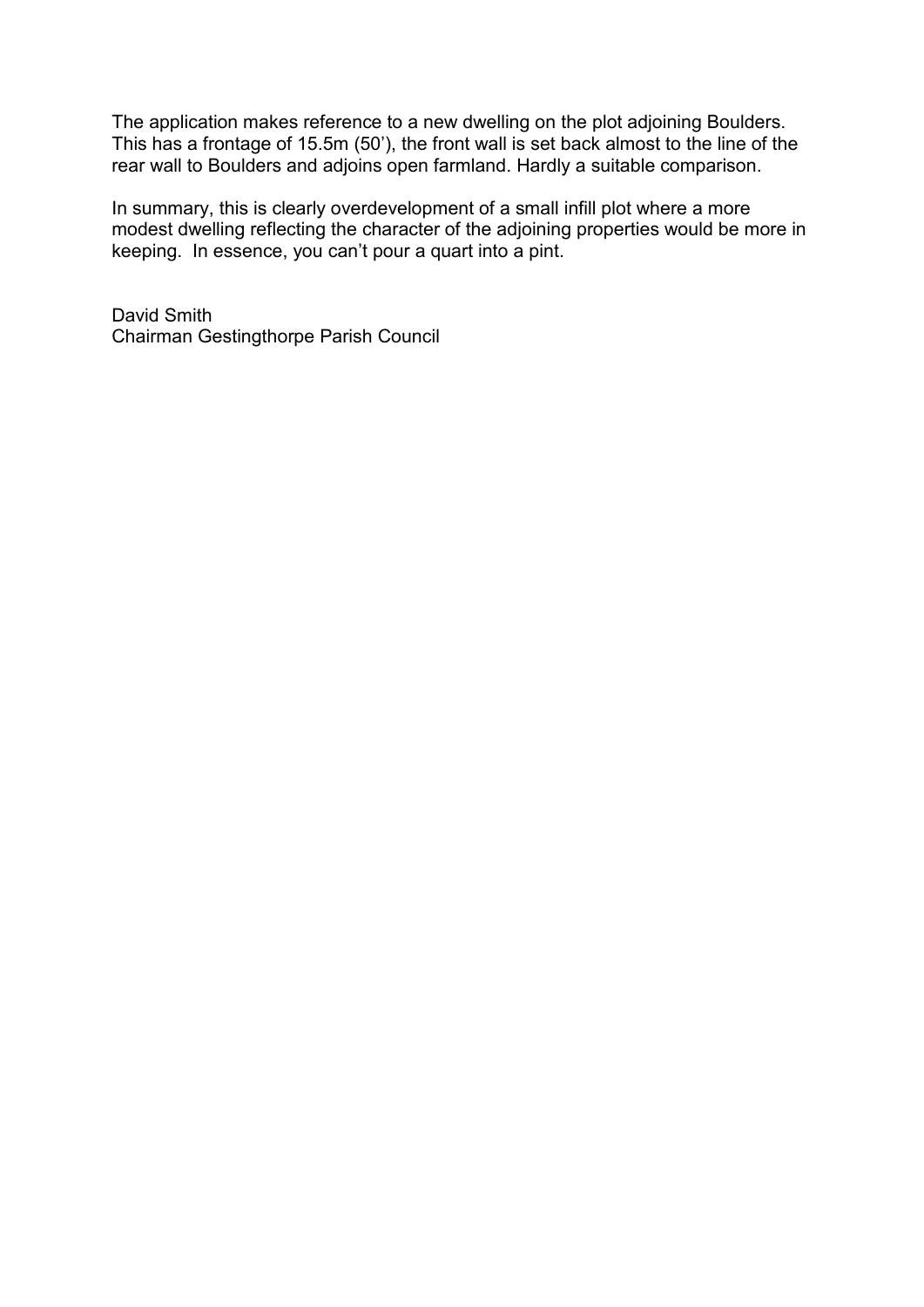The application makes reference to a new dwelling on the plot adjoining Boulders. This has a frontage of 15.5m (50'), the front wall is set back almost to the line of the rear wall to Boulders and adjoins open farmland. Hardly a suitable comparison.

In summary, this is clearly overdevelopment of a small infill plot where a more modest dwelling reflecting the character of the adjoining properties would be more in keeping. In essence, you can't pour a quart into a pint.

David Smith
Chairman Gestingthorpe Parish Council